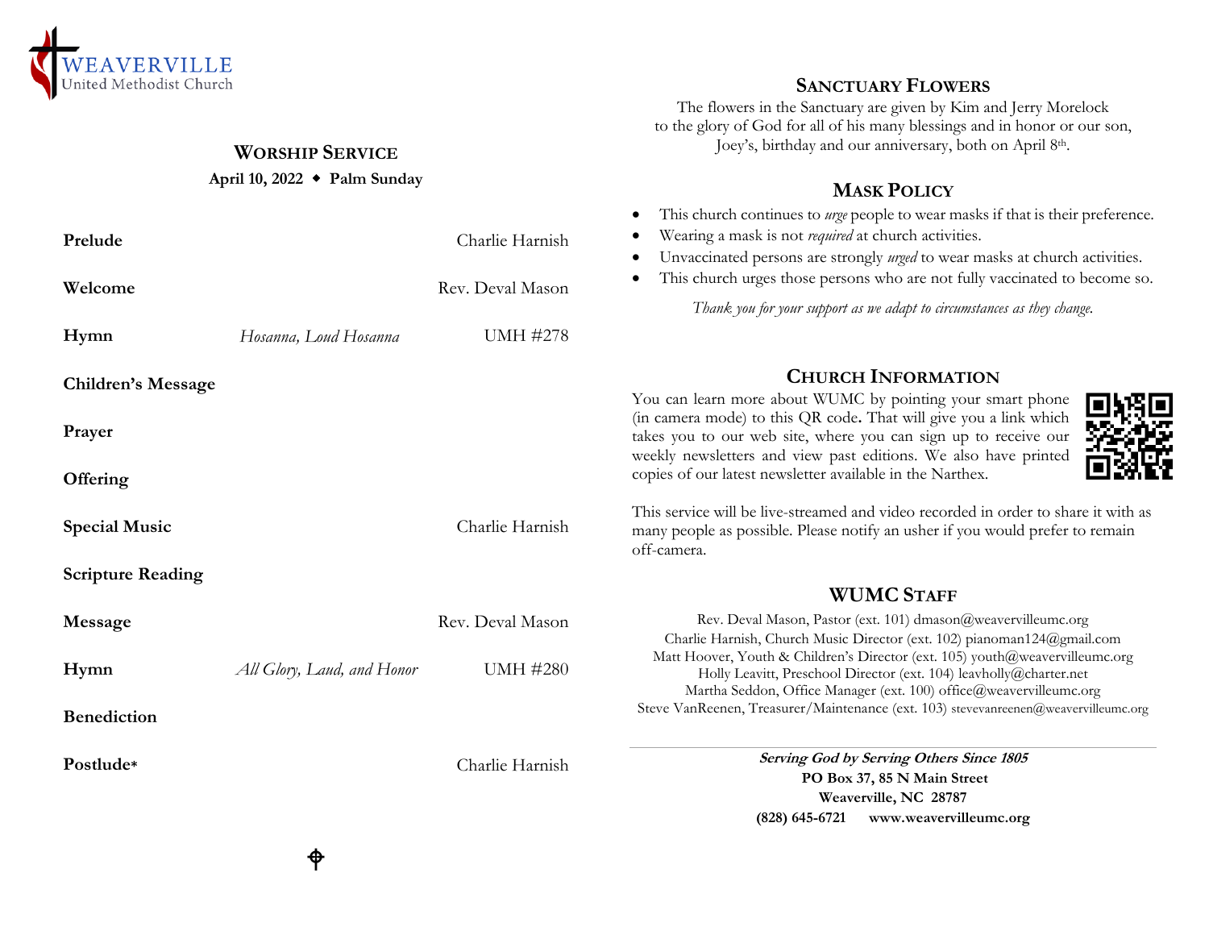WEAVERVILLE
United Methodist Church

## WORSHIP SERVICE

**April 10, 2022 ◆ Palm Sunday**

| | | |
|---|---|---|
| **Prelude** | | Charlie Harnish |
| **Welcome** | | Rev. Deval Mason |
| **Hymn** | *Hosanna, Loud Hosanna* | UMH #278 |
| **Children's Message** | | |
| **Prayer** | | |
| **Offering** | | |
| **Special Music** | | Charlie Harnish |
| **Scripture Reading** | | |
| **Message** | | Rev. Deval Mason |
| **Hymn** | *All Glory, Laud, and Honor* | UMH #280 |
| **Benediction** | | |
| **Postlude*** | | Charlie Harnish |

## SANCTUARY FLOWERS

The flowers in the Sanctuary are given by Kim and Jerry Morelock to the glory of God for all of his many blessings and in honor or our son, Joey's, birthday and our anniversary, both on April 8th.

## MASK POLICY

- This church continues to *urge* people to wear masks if that is their preference.
- Wearing a mask is not *required* at church activities.
- Unvaccinated persons are strongly *urged* to wear masks at church activities.
- This church urges those persons who are not fully vaccinated to become so.

*Thank you for your support as we adapt to circumstances as they change.*

## CHURCH INFORMATION

You can learn more about WUMC by pointing your smart phone (in camera mode) to this QR code**.** That will give you a link which takes you to our web site, where you can sign up to receive our weekly newsletters and view past editions. We also have printed copies of our latest newsletter available in the Narthex.

This service will be live-streamed and video recorded in order to share it with as many people as possible. Please notify an usher if you would prefer to remain off-camera.

## WUMC STAFF

Rev. Deval Mason, Pastor (ext. 101) dmason@weavervilleumc.org
Charlie Harnish, Church Music Director (ext. 102) pianoman124@gmail.com
Matt Hoover, Youth & Children's Director (ext. 105) youth@weavervilleumc.org
Holly Leavitt, Preschool Director (ext. 104) leavholly@charter.net
Martha Seddon, Office Manager (ext. 100) office@weavervilleumc.org
Steve VanReenen, Treasurer/Maintenance (ext. 103) stevevanreenen@weavervilleumc.org

***Serving God by Serving Others Since 1805***
**PO Box 37, 85 N Main Street**
**Weaverville, NC 28787**
**(828) 645-6721 www.weavervilleumc.org**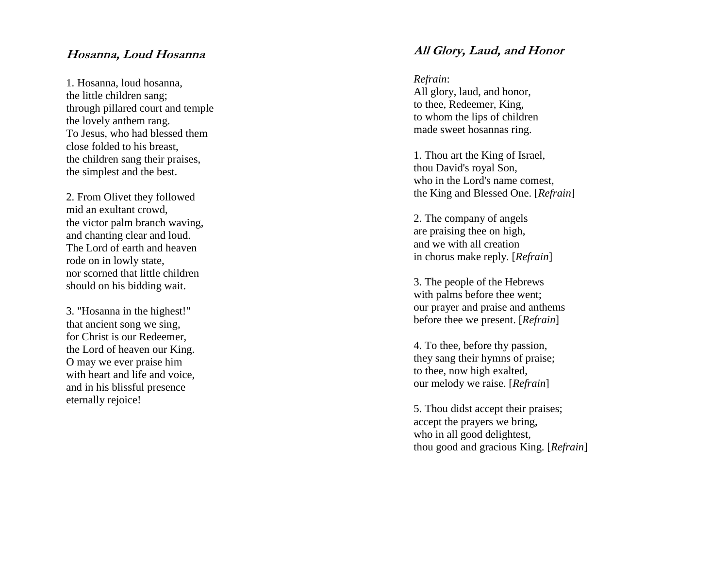## *Hosanna, Loud Hosanna*

1. Hosanna, loud hosanna,
the little children sang;
through pillared court and temple
the lovely anthem rang.
To Jesus, who had blessed them
close folded to his breast,
the children sang their praises,
the simplest and the best.

2. From Olivet they followed
mid an exultant crowd,
the victor palm branch waving,
and chanting clear and loud.
The Lord of earth and heaven
rode on in lowly state,
nor scorned that little children
should on his bidding wait.

3. "Hosanna in the highest!"
that ancient song we sing,
for Christ is our Redeemer,
the Lord of heaven our King.
O may we ever praise him
with heart and life and voice,
and in his blissful presence
eternally rejoice!

## *All Glory, Laud, and Honor*

*Refrain*:
All glory, laud, and honor,
to thee, Redeemer, King,
to whom the lips of children
made sweet hosannas ring.

1. Thou art the King of Israel,
thou David's royal Son,
who in the Lord's name comest,
the King and Blessed One. [*Refrain*]

2. The company of angels
are praising thee on high,
and we with all creation
in chorus make reply. [*Refrain*]

3. The people of the Hebrews
with palms before thee went;
our prayer and praise and anthems
before thee we present. [*Refrain*]

4. To thee, before thy passion,
they sang their hymns of praise;
to thee, now high exalted,
our melody we raise. [*Refrain*]

5. Thou didst accept their praises;
accept the prayers we bring,
who in all good delightest,
thou good and gracious King. [*Refrain*]